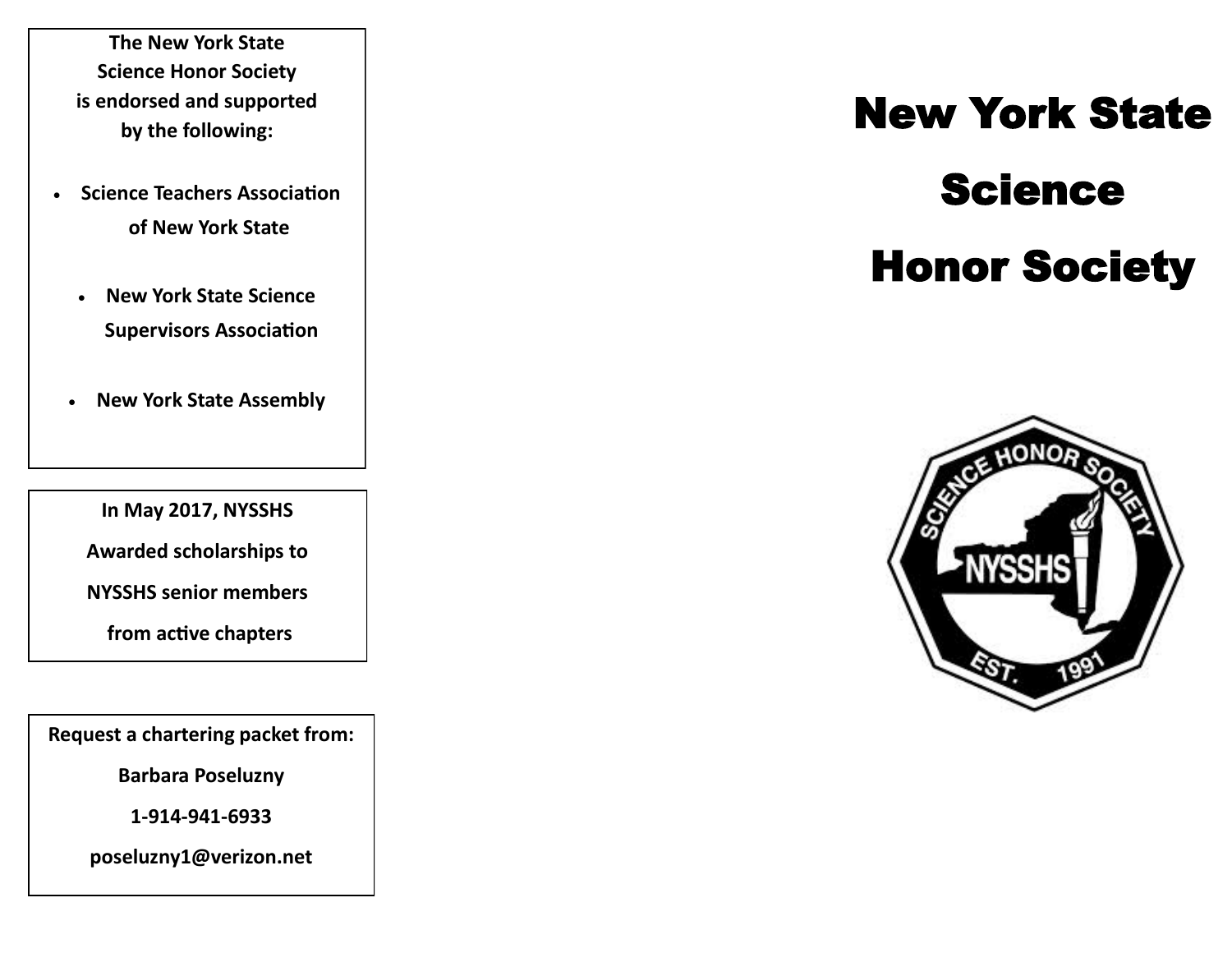**The New York State Science Honor Society is endorsed and supported by the following:**

- **Science Teachers Association of New York State**
- **New York State Science Supervisors Association**
- **New York State Assembly**

**In May 2017, NYSSHS Awarded scholarships to NYSSHS senior members from active chapters**

**Request a chartering packet from:**

**Barbara Poseluzny**

**1-914-941-6933**

**poseluzny1@verizon.net**

# New York State Science Honor Society

SCIENCE HONOR SOCIETY

NYSSHS

EST. 1991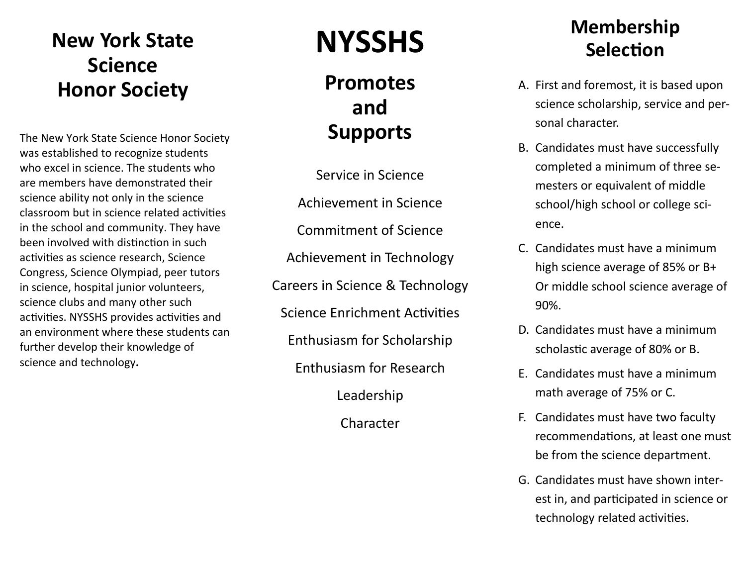# New York State Science Honor Society

The New York State Science Honor Society was established to recognize students who excel in science. The students who are members have demonstrated their science ability not only in the science classroom but in science related activities in the school and community. They have been involved with distinction in such activities as science research, Science Congress, Science Olympiad, peer tutors in science, hospital junior volunteers, science clubs and many other such activities. NYSSHS provides activities and an environment where these students can further develop their knowledge of science and technology**.**

# NYSSHS

## Promotes and Supports

Service in Science

Achievement in Science

Commitment of Science

Achievement in Technology

Careers in Science & Technology

Science Enrichment Activities

Enthusiasm for Scholarship

Enthusiasm for Research

Leadership

Character

## Membership Selection

A. First and foremost, it is based upon science scholarship, service and personal character.
B. Candidates must have successfully completed a minimum of three semesters or equivalent of middle school/high school or college science.
C. Candidates must have a minimum high science average of 85% or B+ Or middle school science average of 90%.
D. Candidates must have a minimum scholastic average of 80% or B.
E. Candidates must have a minimum math average of 75% or C.
F. Candidates must have two faculty recommendations, at least one must be from the science department.
G. Candidates must have shown interest in, and participated in science or technology related activities.